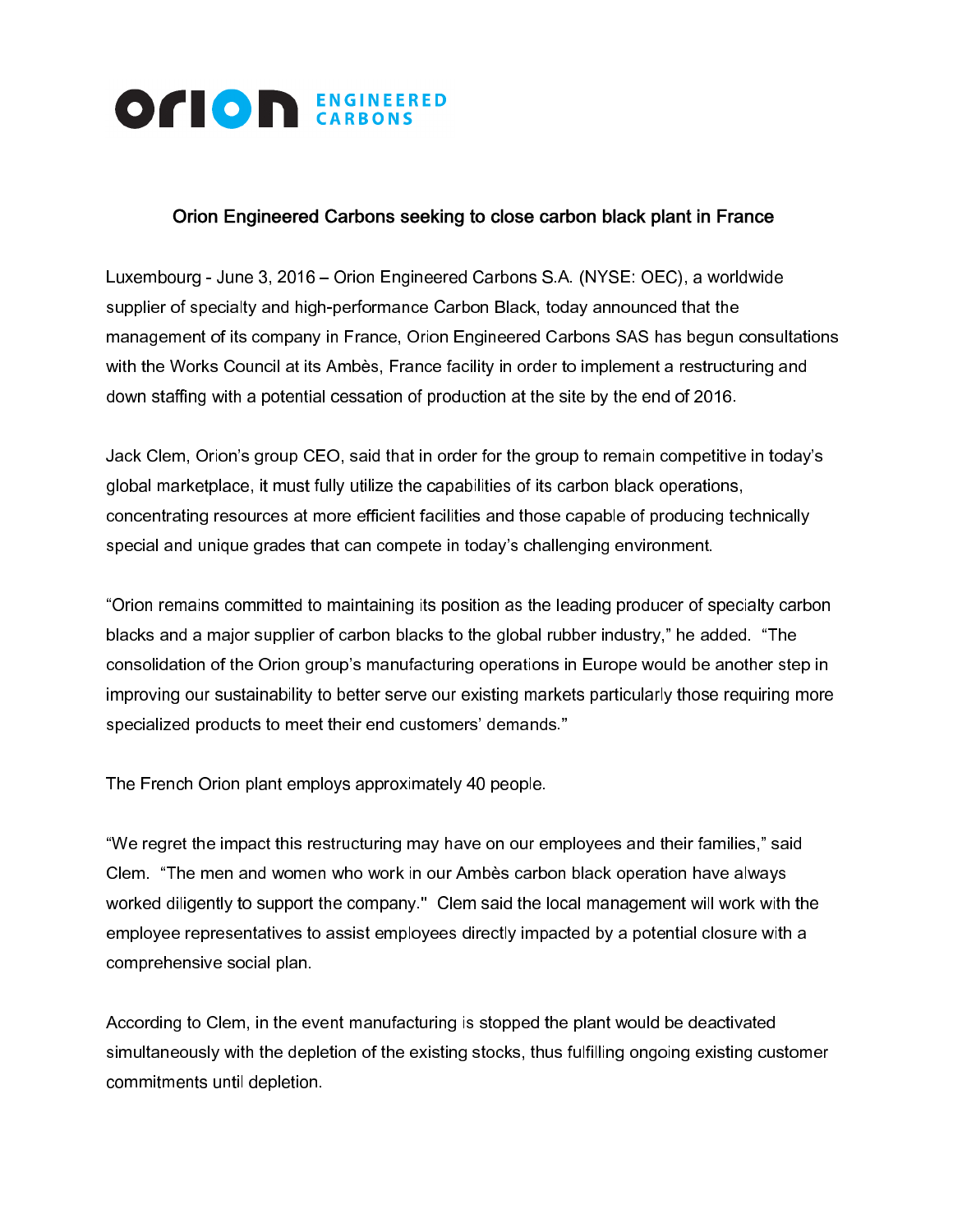# Orion Engineered Carbons seeking to close carbon black plant in France

Luxembourg - June 3, 2016 – Orion Engineered Carbons S.A. (NYSE: OEC), a worldwide supplier of specialty and high-performance Carbon Black, today announced that the management of its company in France, Orion Engineered Carbons SAS has begun consultations with the Works Council at its Ambès, France facility in order to implement a restructuring and down staffing with a potential cessation of production at the site by the end of 2016.

Jack Clem, Orion's group CEO, said that in order for the group to remain competitive in today's global marketplace, it must fully utilize the capabilities of its carbon black operations, concentrating resources at more efficient facilities and those capable of producing technically special and unique grades that can compete in today's challenging environment.

"Orion remains committed to maintaining its position as the leading producer of specialty carbon blacks and a major supplier of carbon blacks to the global rubber industry," he added. "The consolidation of the Orion group's manufacturing operations in Europe would be another step in improving our sustainability to better serve our existing markets particularly those requiring more specialized products to meet their end customers' demands."

The French Orion plant employs approximately 40 people.

"We regret the impact this restructuring may have on our employees and their families," said Clem. "The men and women who work in our Ambès carbon black operation have always worked diligently to support the company." Clem said the local management will work with the employee representatives to assist employees directly impacted by a potential closure with a comprehensive social plan.

According to Clem, in the event manufacturing is stopped the plant would be deactivated simultaneously with the depletion of the existing stocks, thus fulfilling ongoing existing customer commitments until depletion.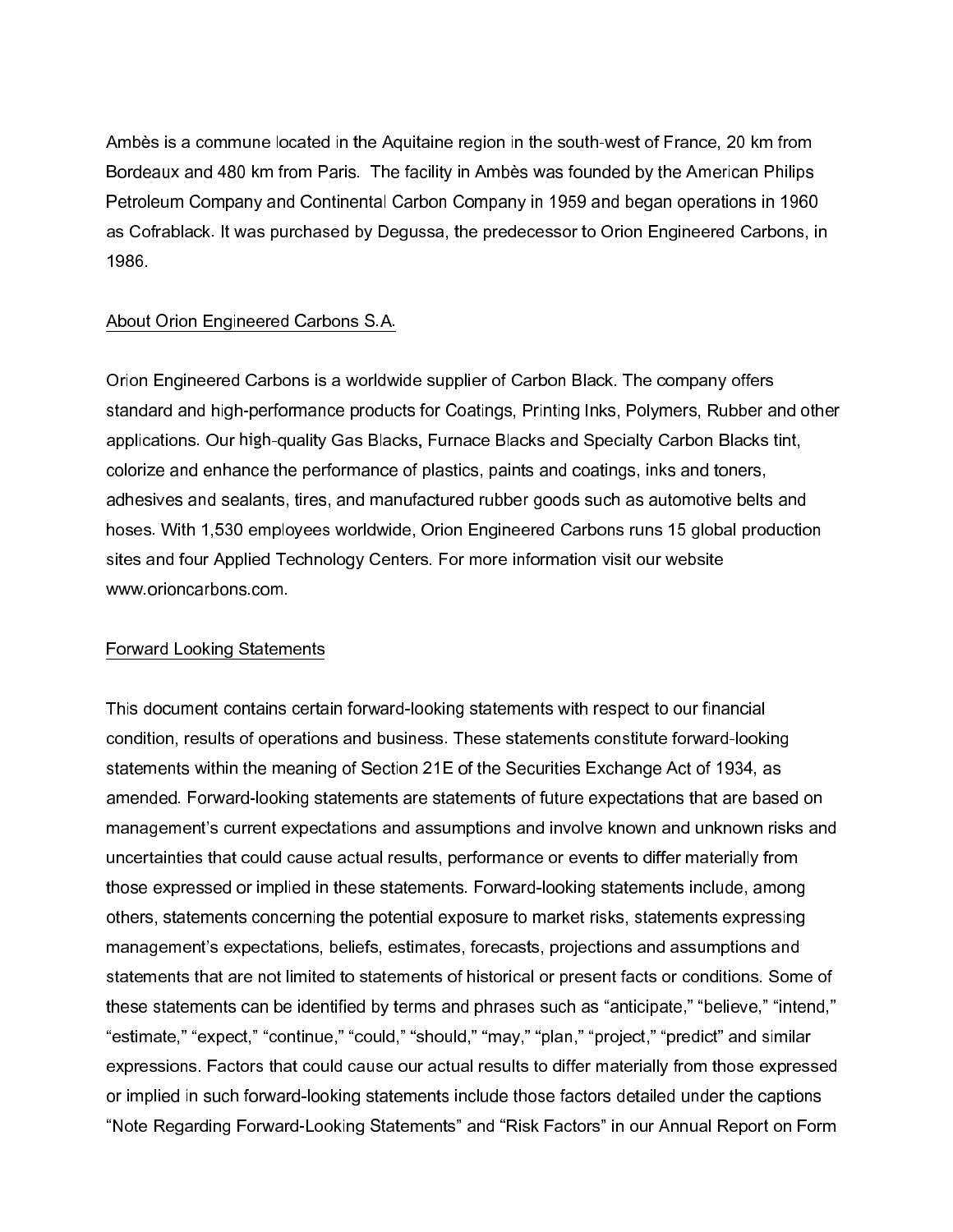Ambès is a commune located in the Aquitaine region in the south-west of France, 20 km from Bordeaux and 480 km from Paris. The facility in Ambès was founded by the American Philips Petroleum Company and Continental Carbon Company in 1959 and began operations in 1960 as Cofrablack. It was purchased by Degussa, the predecessor to Orion Engineered Carbons, in 1986.

About Orion Engineered Carbons S.A.

Orion Engineered Carbons is a worldwide supplier of Carbon Black. The company offers standard and high-performance products for Coatings, Printing Inks, Polymers, Rubber and other applications. Our high-quality Gas Blacks, Furnace Blacks and Specialty Carbon Blacks tint, colorize and enhance the performance of plastics, paints and coatings, inks and toners, adhesives and sealants, tires, and manufactured rubber goods such as automotive belts and hoses. With 1,530 employees worldwide, Orion Engineered Carbons runs 15 global production sites and four Applied Technology Centers. For more information visit our website www.orioncarbons.com.

Forward Looking Statements

This document contains certain forward-looking statements with respect to our financial condition, results of operations and business. These statements constitute forward-looking statements within the meaning of Section 21E of the Securities Exchange Act of 1934, as amended. Forward-looking statements are statements of future expectations that are based on management's current expectations and assumptions and involve known and unknown risks and uncertainties that could cause actual results, performance or events to differ materially from those expressed or implied in these statements. Forward-looking statements include, among others, statements concerning the potential exposure to market risks, statements expressing management's expectations, beliefs, estimates, forecasts, projections and assumptions and statements that are not limited to statements of historical or present facts or conditions. Some of these statements can be identified by terms and phrases such as "anticipate," "believe," "intend," "estimate," "expect," "continue," "could," "should," "may," "plan," "project," "predict" and similar expressions. Factors that could cause our actual results to differ materially from those expressed or implied in such forward-looking statements include those factors detailed under the captions "Note Regarding Forward-Looking Statements" and "Risk Factors" in our Annual Report on Form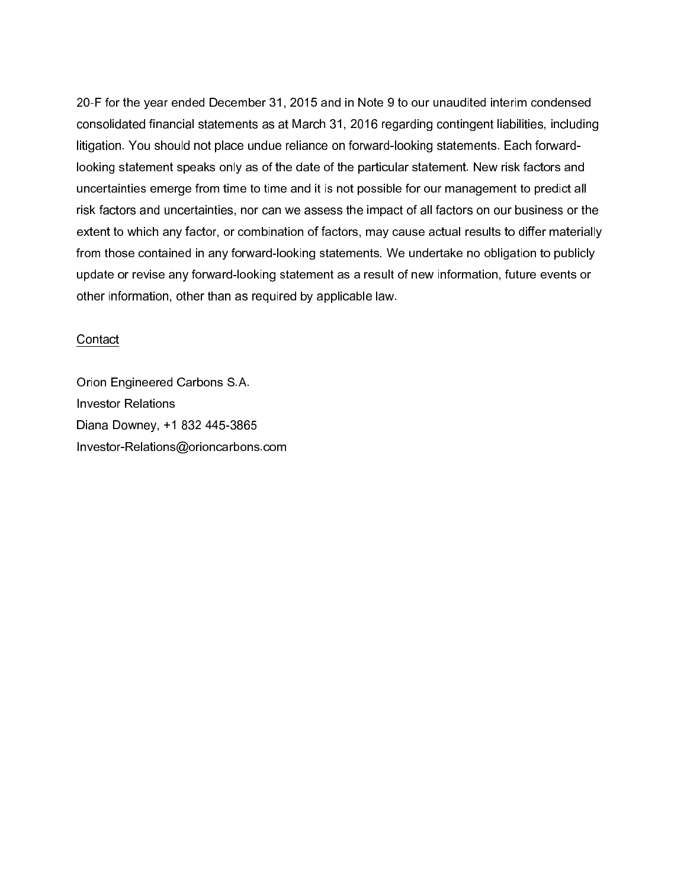20-F for the year ended December 31, 2015 and in Note 9 to our unaudited interim condensed consolidated financial statements as at March 31, 2016 regarding contingent liabilities, including litigation. You should not place undue reliance on forward-looking statements. Each forward-looking statement speaks only as of the date of the particular statement. New risk factors and uncertainties emerge from time to time and it is not possible for our management to predict all risk factors and uncertainties, nor can we assess the impact of all factors on our business or the extent to which any factor, or combination of factors, may cause actual results to differ materially from those contained in any forward-looking statements. We undertake no obligation to publicly update or revise any forward-looking statement as a result of new information, future events or other information, other than as required by applicable law.

Contact

Orion Engineered Carbons S.A.
Investor Relations
Diana Downey, +1 832 445-3865
Investor-Relations@orioncarbons.com